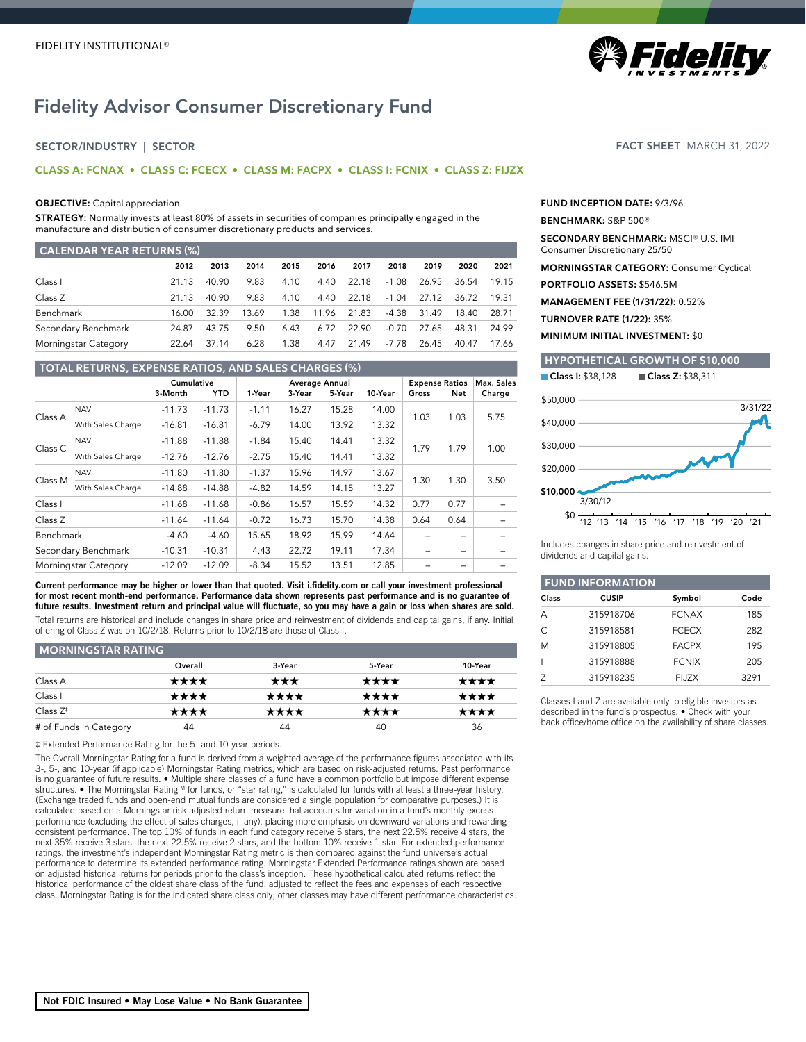FIDELITY INSTITUTIONAL®

# Fidelity Advisor Consumer Discretionary Fund

SECTOR/INDUSTRY | SECTOR

**FACT SHEET** MARCH 31, 2022

**CLASS A: FCNAX • CLASS C: FCECX • CLASS M: FACPX • CLASS I: FCNIX • CLASS Z: FIJZX**

**OBJECTIVE:** Capital appreciation

**STRATEGY:** Normally invests at least 80% of assets in securities of companies principally engaged in the manufacture and distribution of consumer discretionary products and services.

## CALENDAR YEAR RETURNS (%)

| | 2012 | 2013 | 2014 | 2015 | 2016 | 2017 | 2018 | 2019 | 2020 | 2021 |
|---|---|---|---|---|---|---|---|---|---|---|
| Class I | 21.13 | 40.90 | 9.83 | 4.10 | 4.40 | 22.18 | -1.08 | 26.95 | 36.54 | 19.15 |
| Class Z | 21.13 | 40.90 | 9.83 | 4.10 | 4.40 | 22.18 | -1.04 | 27.12 | 36.72 | 19.31 |
| Benchmark | 16.00 | 32.39 | 13.69 | 1.38 | 11.96 | 21.83 | -4.38 | 31.49 | 18.40 | 28.71 |
| Secondary Benchmark | 24.87 | 43.75 | 9.50 | 6.43 | 6.72 | 22.90 | -0.70 | 27.65 | 48.31 | 24.99 |
| Morningstar Category | 22.64 | 37.14 | 6.28 | 1.38 | 4.47 | 21.49 | -7.78 | 26.45 | 40.47 | 17.66 |

## TOTAL RETURNS, EXPENSE RATIOS, AND SALES CHARGES (%)

| | | Cumulative | | Average Annual | | | | Expense Ratios | | Max. Sales |
|---|---|---|---|---|---|---|---|---|---|---|
| | | 3-Month | YTD | 1-Year | 3-Year | 5-Year | 10-Year | Gross | Net | Charge |
| Class A | NAV | -11.73 | -11.73 | -1.11 | 16.27 | 15.28 | 14.00 | 1.03 | 1.03 | 5.75 |
| | With Sales Charge | -16.81 | -16.81 | -6.79 | 14.00 | 13.92 | 13.32 | | | |
| Class C | NAV | -11.88 | -11.88 | -1.84 | 15.40 | 14.41 | 13.32 | 1.79 | 1.79 | 1.00 |
| | With Sales Charge | -12.76 | -12.76 | -2.75 | 15.40 | 14.41 | 13.32 | | | |
| Class M | NAV | -11.80 | -11.80 | -1.37 | 15.96 | 14.97 | 13.67 | 1.30 | 1.30 | 3.50 |
| | With Sales Charge | -14.88 | -14.88 | -4.82 | 14.59 | 14.15 | 13.27 | | | |
| Class I | | -11.68 | -11.68 | -0.86 | 16.57 | 15.59 | 14.32 | 0.77 | 0.77 | – |
| Class Z | | -11.64 | -11.64 | -0.72 | 16.73 | 15.70 | 14.38 | 0.64 | 0.64 | – |
| Benchmark | | -4.60 | -4.60 | 15.65 | 18.92 | 15.99 | 14.64 | – | – | – |
| Secondary Benchmark | | -10.31 | -10.31 | 4.43 | 22.72 | 19.11 | 17.34 | – | – | – |
| Morningstar Category | | -12.09 | -12.09 | -8.34 | 15.52 | 13.51 | 12.85 | – | – | – |

**Current performance may be higher or lower than that quoted. Visit i.fidelity.com or call your investment professional for most recent month-end performance. Performance data shown represents past performance and is no guarantee of future results. Investment return and principal value will fluctuate, so you may have a gain or loss when shares are sold.**

Total returns are historical and include changes in share price and reinvestment of dividends and capital gains, if any. Initial offering of Class Z was on 10/2/18. Returns prior to 10/2/18 are those of Class I.

## MORNINGSTAR RATING

| | Overall | 3-Year | 5-Year | 10-Year |
|---|---|---|---|---|
| Class A | ★★★★ | ★★★ | ★★★★ | ★★★★ |
| Class I | ★★★★ | ★★★★ | ★★★★ | ★★★★ |
| Class Z‡ | ★★★★ | ★★★★ | ★★★★ | ★★★★ |
| # of Funds in Category | 44 | 44 | 40 | 36 |

‡ Extended Performance Rating for the 5- and 10-year periods.

The Overall Morningstar Rating for a fund is derived from a weighted average of the performance figures associated with its 3-, 5-, and 10-year (if applicable) Morningstar Rating metrics, which are based on risk-adjusted returns. Past performance is no guarantee of future results. • Multiple share classes of a fund have a common portfolio but impose different expense structures. • The Morningstar Rating™ for funds, or "star rating," is calculated for funds with at least a three-year history. (Exchange traded funds and open-end mutual funds are considered a single population for comparative purposes.) It is calculated based on a Morningstar risk-adjusted return measure that accounts for variation in a fund's monthly excess performance (excluding the effect of sales charges, if any), placing more emphasis on downward variations and rewarding consistent performance. The top 10% of funds in each fund category receive 5 stars, the next 22.5% receive 4 stars, the next 35% receive 3 stars, the next 22.5% receive 2 stars, and the bottom 10% receive 1 star. For extended performance ratings, the investment's independent Morningstar Rating metric is then compared against the fund universe's actual performance to determine its extended performance rating. Morningstar Extended Performance ratings shown are based on adjusted historical returns for periods prior to the class's inception. These hypothetical calculated returns reflect the historical performance of the oldest share class of the fund, adjusted to reflect the fees and expenses of each respective class. Morningstar Rating is for the indicated share class only; other classes may have different performance characteristics.

**FUND INCEPTION DATE:** 9/3/96

**BENCHMARK:** S&P 500®

**SECONDARY BENCHMARK:** MSCI® U.S. IMI Consumer Discretionary 25/50

**MORNINGSTAR CATEGORY:** Consumer Cyclical

**PORTFOLIO ASSETS:** $546.5M

**MANAGEMENT FEE (1/31/22):** 0.52%

**TURNOVER RATE (1/22):** 35%

**MINIMUM INITIAL INVESTMENT:** $0

## HYPOTHETICAL GROWTH OF $10,000

Class I: $38,128 &nbsp;&nbsp; Class Z: $38,311

Includes changes in share price and reinvestment of dividends and capital gains.

## FUND INFORMATION

| Class | CUSIP | Symbol | Code |
|---|---|---|---|
| A | 315918706 | FCNAX | 185 |
| C | 315918581 | FCECX | 282 |
| M | 315918805 | FACPX | 195 |
| I | 315918888 | FCNIX | 205 |
| Z | 315918235 | FIJZX | 3291 |

Classes I and Z are available only to eligible investors as described in the fund's prospectus. • Check with your back office/home office on the availability of share classes.

**Not FDIC Insured • May Lose Value • No Bank Guarantee**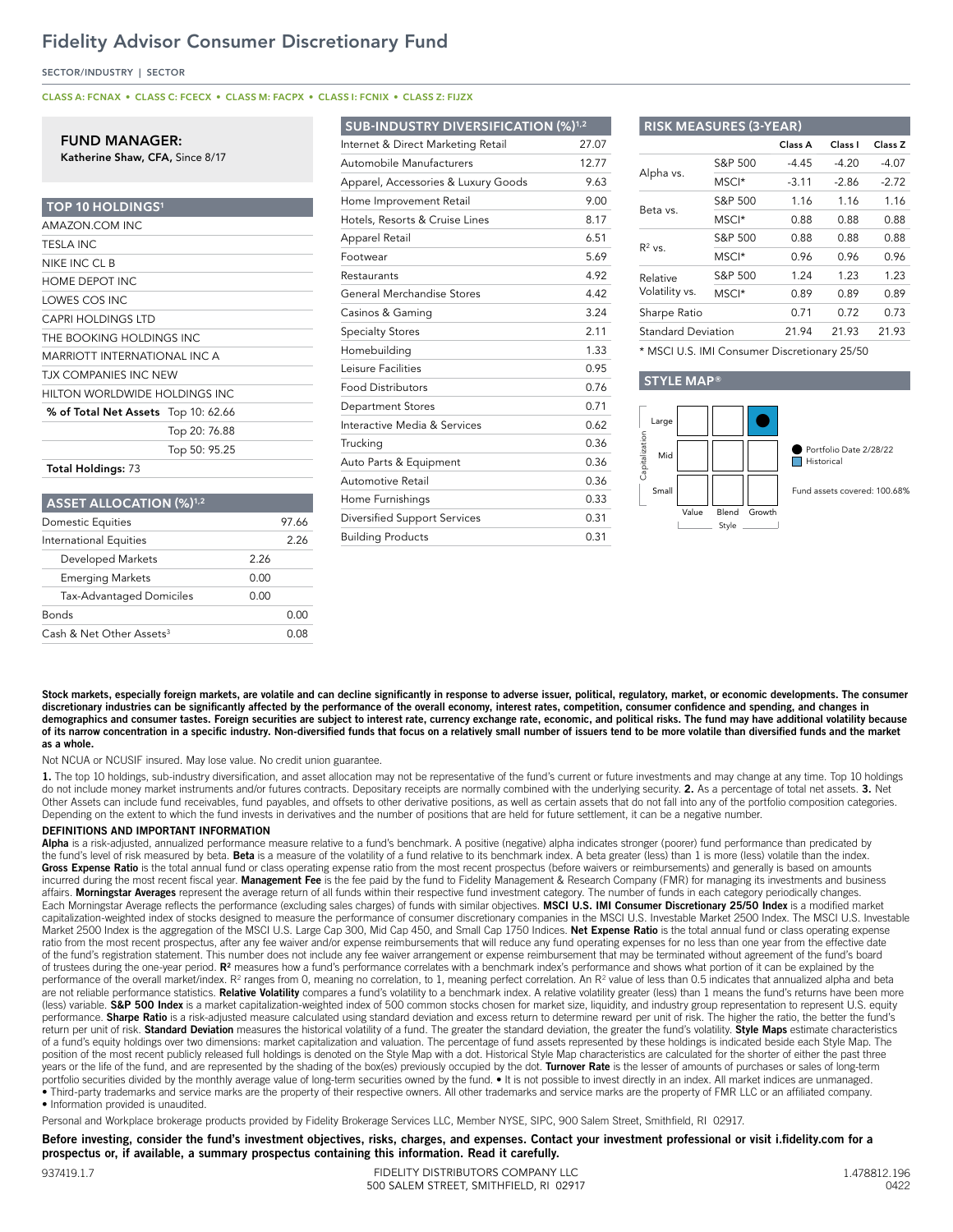# Fidelity Advisor Consumer Discretionary Fund

SECTOR/INDUSTRY | SECTOR

CLASS A: FCNAX • CLASS C: FCECX • CLASS M: FACPX • CLASS I: FCNIX • CLASS Z: FIJZX

**FUND MANAGER:**
**Katherine Shaw, CFA,** Since 8/17

## TOP 10 HOLDINGS[1]

| |
|---|
| AMAZON.COM INC |
| TESLA INC |
| NIKE INC CL B |
| HOME DEPOT INC |
| LOWES COS INC |
| CAPRI HOLDINGS LTD |
| THE BOOKING HOLDINGS INC |
| MARRIOTT INTERNATIONAL INC A |
| TJX COMPANIES INC NEW |
| HILTON WORLDWIDE HOLDINGS INC |

| | |
|---|---|
| **% of Total Net Assets** | Top 10: 62.66 |
| | Top 20: 76.88 |
| | Top 50: 95.25 |

**Total Holdings:** 73

## ASSET ALLOCATION (%)[1,2]

| | | |
|---|---|---|
| Domestic Equities | | 97.66 |
| International Equities | | 2.26 |
| Developed Markets | 2.26 | |
| Emerging Markets | 0.00 | |
| Tax-Advantaged Domiciles | 0.00 | |
| Bonds | | 0.00 |
| Cash & Net Other Assets[3] | | 0.08 |

## SUB-INDUSTRY DIVERSIFICATION (%)[1,2]

| | |
|---|---|
| Internet & Direct Marketing Retail | 27.07 |
| Automobile Manufacturers | 12.77 |
| Apparel, Accessories & Luxury Goods | 9.63 |
| Home Improvement Retail | 9.00 |
| Hotels, Resorts & Cruise Lines | 8.17 |
| Apparel Retail | 6.51 |
| Footwear | 5.69 |
| Restaurants | 4.92 |
| General Merchandise Stores | 4.42 |
| Casinos & Gaming | 3.24 |
| Specialty Stores | 2.11 |
| Homebuilding | 1.33 |
| Leisure Facilities | 0.95 |
| Food Distributors | 0.76 |
| Department Stores | 0.71 |
| Interactive Media & Services | 0.62 |
| Trucking | 0.36 |
| Auto Parts & Equipment | 0.36 |
| Automotive Retail | 0.36 |
| Home Furnishings | 0.33 |
| Diversified Support Services | 0.31 |
| Building Products | 0.31 |

## RISK MEASURES (3-YEAR)

| | | Class A | Class I | Class Z |
|---|---|---|---|---|
| Alpha vs. | S&P 500 | -4.45 | -4.20 | -4.07 |
| | MSCI* | -3.11 | -2.86 | -2.72 |
| Beta vs. | S&P 500 | 1.16 | 1.16 | 1.16 |
| | MSCI* | 0.88 | 0.88 | 0.88 |
| $R^2$ vs. | S&P 500 | 0.88 | 0.88 | 0.88 |
| | MSCI* | 0.96 | 0.96 | 0.96 |
| Relative Volatility vs. | S&P 500 | 1.24 | 1.23 | 1.23 |
| | MSCI* | 0.89 | 0.89 | 0.89 |
| Sharpe Ratio | | 0.71 | 0.72 | 0.73 |
| Standard Deviation | | 21.94 | 21.93 | 21.93 |

* MSCI U.S. IMI Consumer Discretionary 25/50

## STYLE MAP®

Large
Mid
Small
Capitalization
Value
Blend
Growth
Style
Portfolio Date 2/28/22
Historical
Fund assets covered: 100.68%

**Stock markets, especially foreign markets, are volatile and can decline significantly in response to adverse issuer, political, regulatory, market, or economic developments. The consumer discretionary industries can be significantly affected by the performance of the overall economy, interest rates, competition, consumer confidence and spending, and changes in demographics and consumer tastes. Foreign securities are subject to interest rate, currency exchange rate, economic, and political risks. The fund may have additional volatility because of its narrow concentration in a specific industry. Non-diversified funds that focus on a relatively small number of issuers tend to be more volatile than diversified funds and the market as a whole.**

Not NCUA or NCUSIF insured. May lose value. No credit union guarantee.

**1.** The top 10 holdings, sub-industry diversification, and asset allocation may not be representative of the fund's current or future investments and may change at any time. Top 10 holdings do not include money market instruments and/or futures contracts. Depositary receipts are normally combined with the underlying security. **2.** As a percentage of total net assets. **3.** Net Other Assets can include fund receivables, fund payables, and offsets to other derivative positions, as well as certain assets that do not fall into any of the portfolio composition categories. Depending on the extent to which the fund invests in derivatives and the number of positions that are held for future settlement, it can be a negative number.

**DEFINITIONS AND IMPORTANT INFORMATION**

**Alpha** is a risk-adjusted, annualized performance measure relative to a fund's benchmark. A positive (negative) alpha indicates stronger (poorer) fund performance than predicated by the fund's level of risk measured by beta. **Beta** is a measure of the volatility of a fund relative to its benchmark index. A beta greater (less) than 1 is more (less) volatile than the index. **Gross Expense Ratio** is the total annual fund or class operating expense ratio from the most recent prospectus (before waivers or reimbursements) and generally is based on amounts incurred during the most recent fiscal year. **Management Fee** is the fee paid by the fund to Fidelity Management & Research Company (FMR) for managing its investments and business affairs. **Morningstar Averages** represent the average return of all funds within their respective fund investment category. The number of funds in each category periodically changes. Each Morningstar Average reflects the performance (excluding sales charges) of funds with similar objectives. **MSCI U.S. IMI Consumer Discretionary 25/50 Index** is a modified market capitalization-weighted index of stocks designed to measure the performance of consumer discretionary companies in the MSCI U.S. Investable Market 2500 Index. The MSCI U.S. Investable Market 2500 Index is the aggregation of the MSCI U.S. Large Cap 300, Mid Cap 450, and Small Cap 1750 Indices. **Net Expense Ratio** is the total annual fund or class operating expense ratio from the most recent prospectus, after any fee waiver and/or expense reimbursements that will reduce any fund operating expenses for no less than one year from the effective date of the fund's registration statement. This number does not include any fee waiver arrangement or expense reimbursement that may be terminated without agreement of the fund's board of trustees during the one-year period. **$R^2$** measures how a fund's performance correlates with a benchmark index's performance and shows what portion of it can be explained by the performance of the overall market/index. $R^2$ ranges from 0, meaning no correlation, to 1, meaning perfect correlation. An $R^2$ value of less than 0.5 indicates that annualized alpha and beta are not reliable performance statistics. **Relative Volatility** compares a fund's volatility to a benchmark index. A relative volatility greater (less) than 1 means the fund's returns have been more (less) variable. **S&P 500 Index** is a market capitalization-weighted index of 500 common stocks chosen for market size, liquidity, and industry group representation to represent U.S. equity performance. **Sharpe Ratio** is a risk-adjusted measure calculated using standard deviation and excess return to determine reward per unit of risk. The higher the ratio, the better the fund's return per unit of risk. **Standard Deviation** measures the historical volatility of a fund. The greater the standard deviation, the greater the fund's volatility. **Style Maps** estimate characteristics of a fund's equity holdings over two dimensions: market capitalization and valuation. The percentage of fund assets represented by these holdings is indicated beside each Style Map. The position of the most recent publicly released full holdings is denoted on the Style Map with a dot. Historical Style Map characteristics are calculated for the shorter of either the past three years or the life of the fund, and are represented by the shading of the box(es) previously occupied by the dot. **Turnover Rate** is the lesser of amounts of purchases or sales of long-term portfolio securities divided by the monthly average value of long-term securities owned by the fund. • It is not possible to invest directly in an index. All market indices are unmanaged. • Third-party trademarks and service marks are the property of their respective owners. All other trademarks and service marks are the property of FMR LLC or an affiliated company. • Information provided is unaudited.

Personal and Workplace brokerage products provided by Fidelity Brokerage Services LLC, Member NYSE, SIPC, 900 Salem Street, Smithfield, RI 02917.

**Before investing, consider the fund's investment objectives, risks, charges, and expenses. Contact your investment professional or visit i.fidelity.com for a prospectus or, if available, a summary prospectus containing this information. Read it carefully.**

937419.1.7

FIDELITY DISTRIBUTORS COMPANY LLC
500 SALEM STREET, SMITHFIELD, RI 02917

1.478812.196
0422